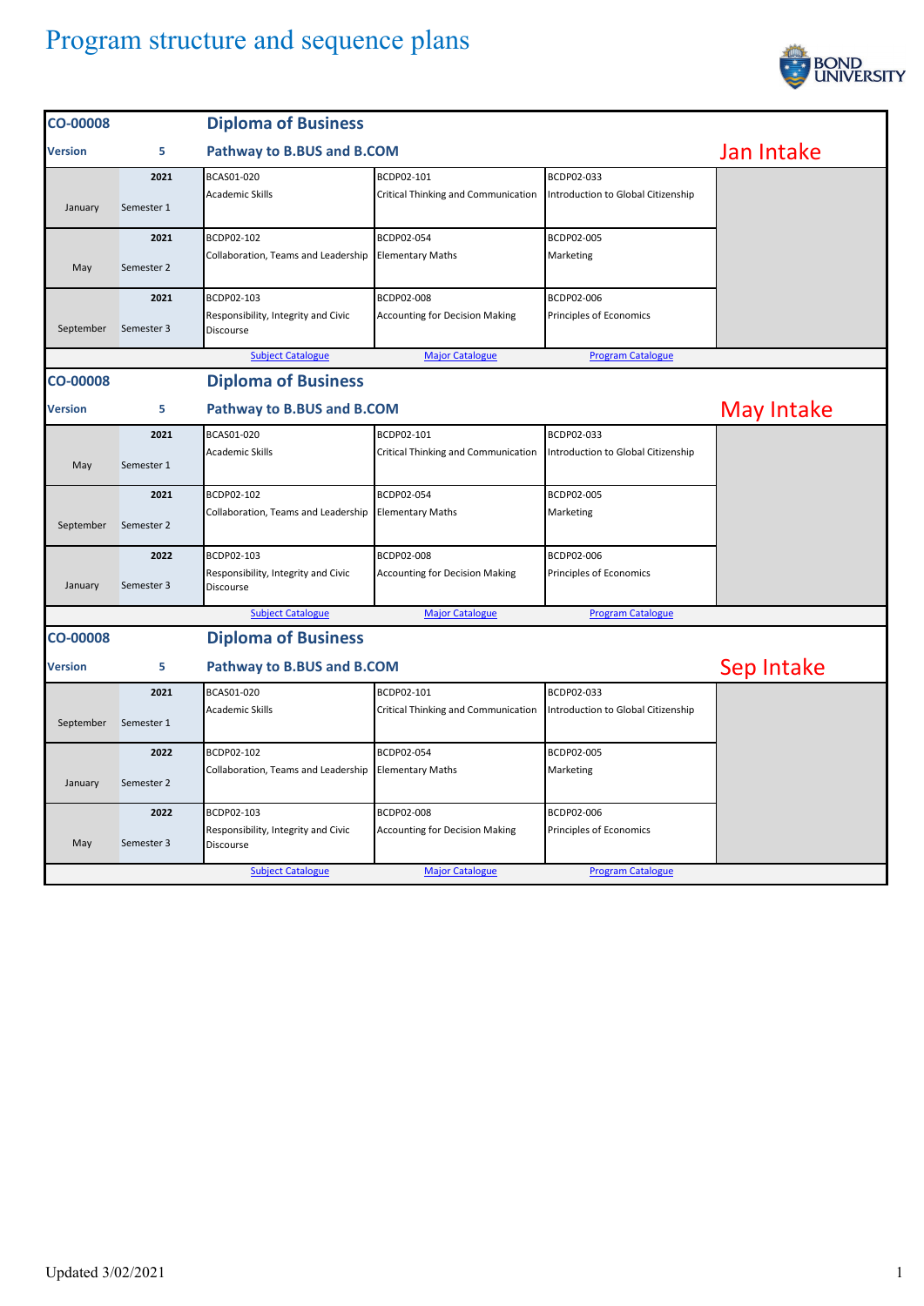# Program structure and sequence plans

## Jan Intake

| CO-00008 | | Diploma of Business | | |
|---|---|---|---|---|
| Version | 5 | Pathway to B.BUS and B.COM | | |
| January | 2021 Semester 1 | BCAS01-020 Academic Skills | BCDP02-101 Critical Thinking and Communication | BCDP02-033 Introduction to Global Citizenship |
| May | 2021 Semester 2 | BCDP02-102 Collaboration, Teams and Leadership | BCDP02-054 Elementary Maths | BCDP02-005 Marketing |
| September | 2021 Semester 3 | BCDP02-103 Responsibility, Integrity and Civic Discourse | BCDP02-008 Accounting for Decision Making | BCDP02-006 Principles of Economics |
| | | Subject Catalogue | Major Catalogue | Program Catalogue |

## May Intake

| CO-00008 | | Diploma of Business | | |
|---|---|---|---|---|
| Version | 5 | Pathway to B.BUS and B.COM | | |
| May | 2021 Semester 1 | BCAS01-020 Academic Skills | BCDP02-101 Critical Thinking and Communication | BCDP02-033 Introduction to Global Citizenship |
| September | 2021 Semester 2 | BCDP02-102 Collaboration, Teams and Leadership | BCDP02-054 Elementary Maths | BCDP02-005 Marketing |
| January | 2022 Semester 3 | BCDP02-103 Responsibility, Integrity and Civic Discourse | BCDP02-008 Accounting for Decision Making | BCDP02-006 Principles of Economics |
| | | Subject Catalogue | Major Catalogue | Program Catalogue |

## Sep Intake

| CO-00008 | | Diploma of Business | | |
|---|---|---|---|---|
| Version | 5 | Pathway to B.BUS and B.COM | | |
| September | 2021 Semester 1 | BCAS01-020 Academic Skills | BCDP02-101 Critical Thinking and Communication | BCDP02-033 Introduction to Global Citizenship |
| January | 2022 Semester 2 | BCDP02-102 Collaboration, Teams and Leadership | BCDP02-054 Elementary Maths | BCDP02-005 Marketing |
| May | 2022 Semester 3 | BCDP02-103 Responsibility, Integrity and Civic Discourse | BCDP02-008 Accounting for Decision Making | BCDP02-006 Principles of Economics |
| | | Subject Catalogue | Major Catalogue | Program Catalogue |

Updated 3/02/2021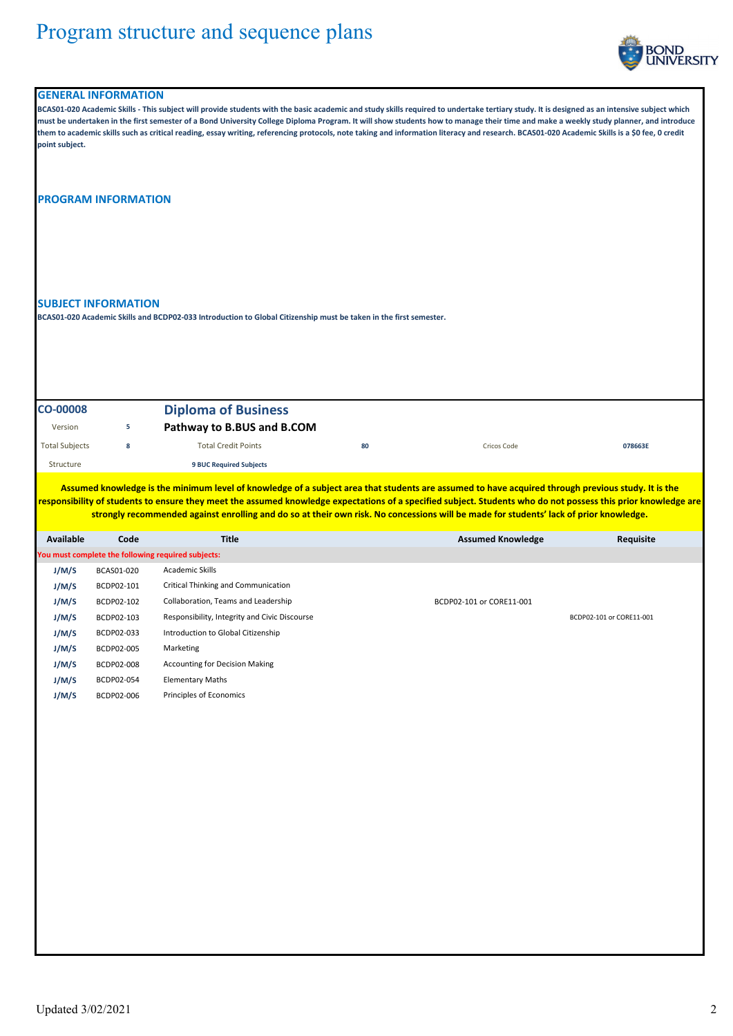# Program structure and sequence plans

## GENERAL INFORMATION

**BCAS01-020 Academic Skills - This subject will provide students with the basic academic and study skills required to undertake tertiary study. It is designed as an intensive subject which must be undertaken in the first semester of a Bond University College Diploma Program. It will show students how to manage their time and make a weekly study planner, and introduce them to academic skills such as critical reading, essay writing, referencing protocols, note taking and information literacy and research. BCAS01-020 Academic Skills is a $0 fee, 0 credit point subject.**

## PROGRAM INFORMATION

## SUBJECT INFORMATION

**BCAS01-020 Academic Skills and BCDP02-033 Introduction to Global Citizenship must be taken in the first semester.**

| | | | | | |
|---|---|---|---|---|---|
| **CO-00008** | | **Diploma of Business** | | | |
| Version | 5 | **Pathway to B.BUS and B.COM** | | | |
| Total Subjects | 8 | Total Credit Points | 80 | Cricos Code | 078663E |
| Structure | | 9 BUC Required Subjects | | | |

**Assumed knowledge is the minimum level of knowledge of a subject area that students are assumed to have acquired through previous study. It is the responsibility of students to ensure they meet the assumed knowledge expectations of a specified subject. Students who do not possess this prior knowledge are strongly recommended against enrolling and do so at their own risk. No concessions will be made for students' lack of prior knowledge.**

| Available | Code | Title | Assumed Knowledge | Requisite |
|---|---|---|---|---|
| You must complete the following required subjects: | | | | |
| J/M/S | BCAS01-020 | Academic Skills | | |
| J/M/S | BCDP02-101 | Critical Thinking and Communication | | |
| J/M/S | BCDP02-102 | Collaboration, Teams and Leadership | BCDP02-101 or CORE11-001 | |
| J/M/S | BCDP02-103 | Responsibility, Integrity and Civic Discourse | | BCDP02-101 or CORE11-001 |
| J/M/S | BCDP02-033 | Introduction to Global Citizenship | | |
| J/M/S | BCDP02-005 | Marketing | | |
| J/M/S | BCDP02-008 | Accounting for Decision Making | | |
| J/M/S | BCDP02-054 | Elementary Maths | | |
| J/M/S | BCDP02-006 | Principles of Economics | | |

Updated 3/02/2021